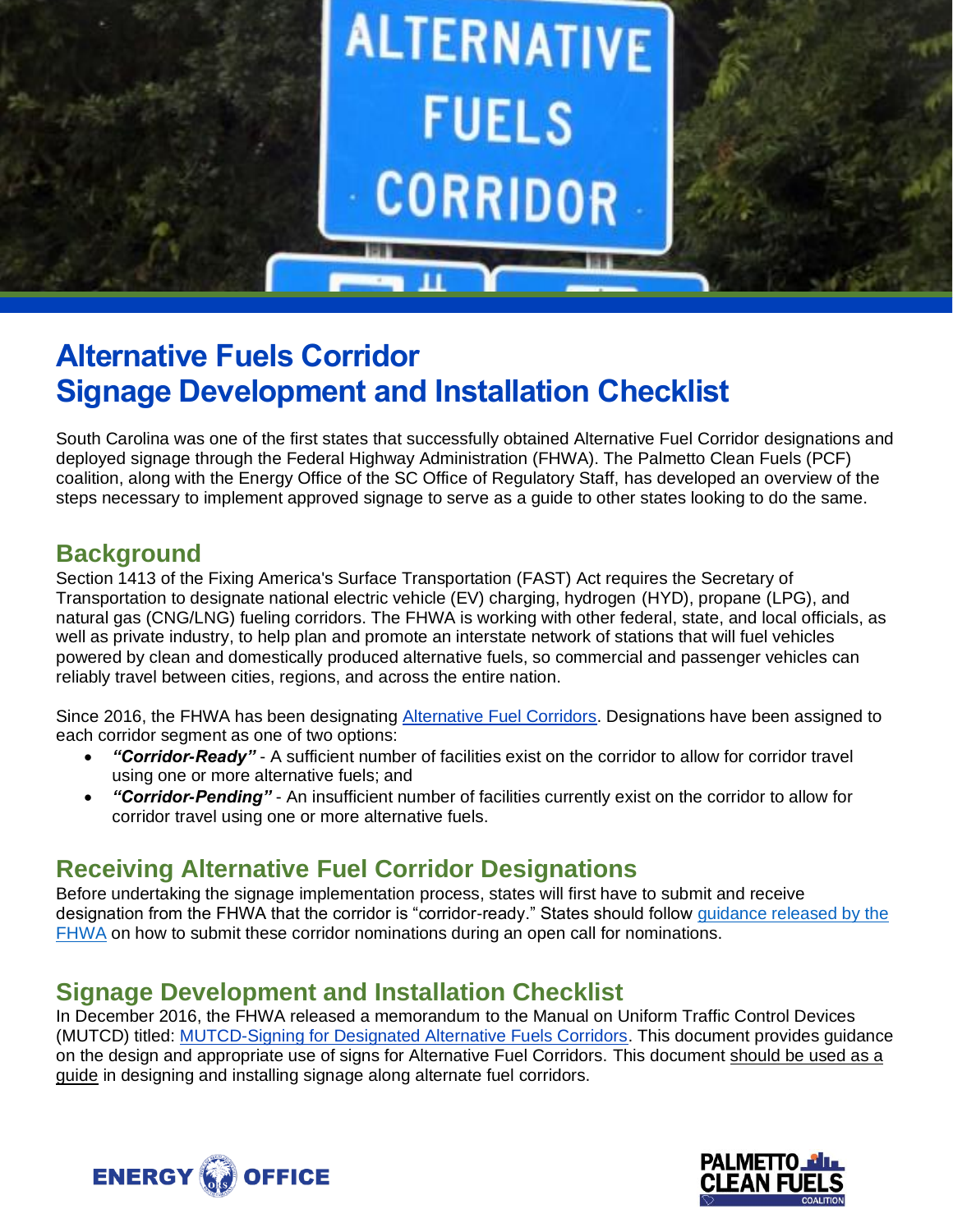# Alternative Fuels Corridor Signage Development and Installation Checklist

South Carolina was one of the first states that successfully obtained Alternative Fuel Corridor designations and deployed signage through the Federal Highway Administration (FHWA). The Palmetto Clean Fuels (PCF) coalition, along with the Energy Office of the SC Office of Regulatory Staff, has developed an overview of the steps necessary to implement approved signage to serve as a guide to other states looking to do the same.

## Background

Section 1413 of the Fixing America's Surface Transportation (FAST) Act requires the Secretary of Transportation to designate national electric vehicle (EV) charging, hydrogen (HYD), propane (LPG), and natural gas (CNG/LNG) fueling corridors. The FHWA is working with other federal, state, and local officials, as well as private industry, to help plan and promote an interstate network of stations that will fuel vehicles powered by clean and domestically produced alternative fuels, so commercial and passenger vehicles can reliably travel between cities, regions, and across the entire nation.

Since 2016, the FHWA has been designating Alternative Fuel Corridors. Designations have been assigned to each corridor segment as one of two options:

- ***"Corridor-Ready"*** - A sufficient number of facilities exist on the corridor to allow for corridor travel using one or more alternative fuels; and
- ***"Corridor-Pending"*** - An insufficient number of facilities currently exist on the corridor to allow for corridor travel using one or more alternative fuels.

## Receiving Alternative Fuel Corridor Designations

Before undertaking the signage implementation process, states will first have to submit and receive designation from the FHWA that the corridor is "corridor-ready." States should follow guidance released by the FHWA on how to submit these corridor nominations during an open call for nominations.

## Signage Development and Installation Checklist

In December 2016, the FHWA released a memorandum to the Manual on Uniform Traffic Control Devices (MUTCD) titled: MUTCD-Signing for Designated Alternative Fuels Corridors. This document provides guidance on the design and appropriate use of signs for Alternative Fuel Corridors. This document should be used as a guide in designing and installing signage along alternate fuel corridors.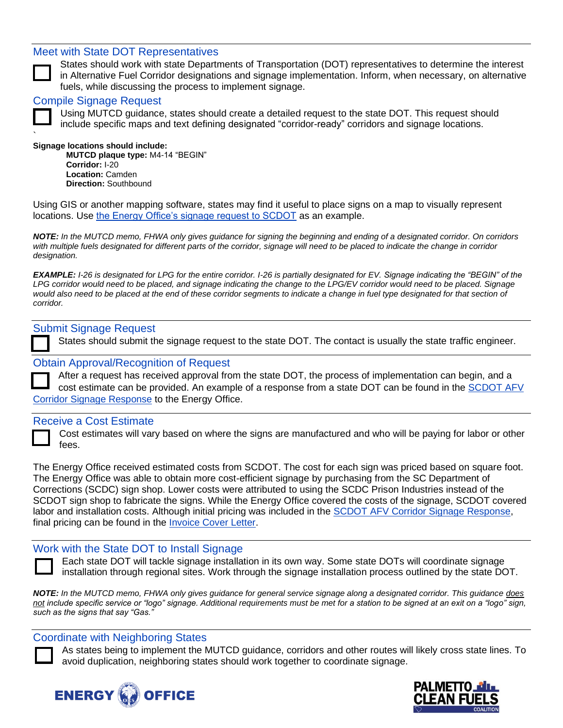## Meet with State DOT Representatives

☐ States should work with state Departments of Transportation (DOT) representatives to determine the interest in Alternative Fuel Corridor designations and signage implementation. Inform, when necessary, on alternative fuels, while discussing the process to implement signage.

## Compile Signage Request

☐ Using MUTCD guidance, states should create a detailed request to the state DOT. This request should include specific maps and text defining designated "corridor-ready" corridors and signage locations.

**Signage locations should include:**

- **MUTCD plaque type:** M4-14 "BEGIN"
- **Corridor:** I-20
- **Location:** Camden
- **Direction:** Southbound

Using GIS or another mapping software, states may find it useful to place signs on a map to visually represent locations. Use the Energy Office's signage request to SCDOT as an example.

***NOTE:*** *In the MUTCD memo, FHWA only gives guidance for signing the beginning and ending of a designated corridor. On corridors with multiple fuels designated for different parts of the corridor, signage will need to be placed to indicate the change in corridor designation.*

***EXAMPLE:*** *I-26 is designated for LPG for the entire corridor. I-26 is partially designated for EV. Signage indicating the "BEGIN" of the LPG corridor would need to be placed, and signage indicating the change to the LPG/EV corridor would need to be placed. Signage would also need to be placed at the end of these corridor segments to indicate a change in fuel type designated for that section of corridor.*

## Submit Signage Request

☐ States should submit the signage request to the state DOT. The contact is usually the state traffic engineer.

## Obtain Approval/Recognition of Request

☐ After a request has received approval from the state DOT, the process of implementation can begin, and a cost estimate can be provided. An example of a response from a state DOT can be found in the SCDOT AFV Corridor Signage Response to the Energy Office.

## Receive a Cost Estimate

☐ Cost estimates will vary based on where the signs are manufactured and who will be paying for labor or other fees.

The Energy Office received estimated costs from SCDOT. The cost for each sign was priced based on square foot. The Energy Office was able to obtain more cost-efficient signage by purchasing from the SC Department of Corrections (SCDC) sign shop. Lower costs were attributed to using the SCDC Prison Industries instead of the SCDOT sign shop to fabricate the signs. While the Energy Office covered the costs of the signage, SCDOT covered labor and installation costs. Although initial pricing was included in the SCDOT AFV Corridor Signage Response, final pricing can be found in the Invoice Cover Letter.

## Work with the State DOT to Install Signage

☐ Each state DOT will tackle signage installation in its own way. Some state DOTs will coordinate signage installation through regional sites. Work through the signage installation process outlined by the state DOT.

***NOTE:*** *In the MUTCD memo, FHWA only gives guidance for general service signage along a designated corridor. This guidance <u>does not</u> include specific service or "logo" signage. Additional requirements must be met for a station to be signed at an exit on a "logo" sign, such as the signs that say "Gas."*

## Coordinate with Neighboring States

☐ As states being to implement the MUTCD guidance, corridors and other routes will likely cross state lines. To avoid duplication, neighboring states should work together to coordinate signage.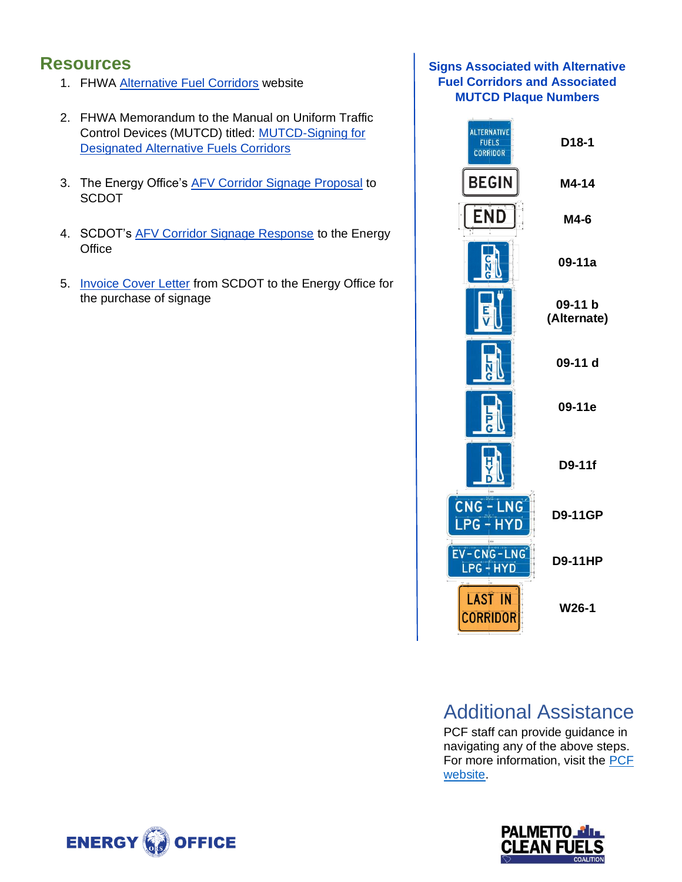## Resources

1. FHWA Alternative Fuel Corridors website
2. FHWA Memorandum to the Manual on Uniform Traffic Control Devices (MUTCD) titled: MUTCD-Signing for Designated Alternative Fuels Corridors
3. The Energy Office's AFV Corridor Signage Proposal to SCDOT
4. SCDOT's AFV Corridor Signage Response to the Energy Office
5. Invoice Cover Letter from SCDOT to the Energy Office for the purchase of signage

### Signs Associated with Alternative Fuel Corridors and Associated MUTCD Plaque Numbers

| | |
|---|---|
| ALTERNATIVE FUELS CORRIDOR | **D18-1** |
| BEGIN | **M4-14** |
| END | **M4-6** |
| CNG | **09-11a** |
| EV | **09-11 b (Alternate)** |
| LNG | **09-11 d** |
| LPG | **09-11e** |
| HYD | **D9-11f** |
| CNG - LNG LPG - HYD | **D9-11GP** |
| EV-CNG-LNG LPG - HYD | **D9-11HP** |
| LAST IN CORRIDOR | **W26-1** |

## Additional Assistance

PCF staff can provide guidance in navigating any of the above steps. For more information, visit the PCF website.